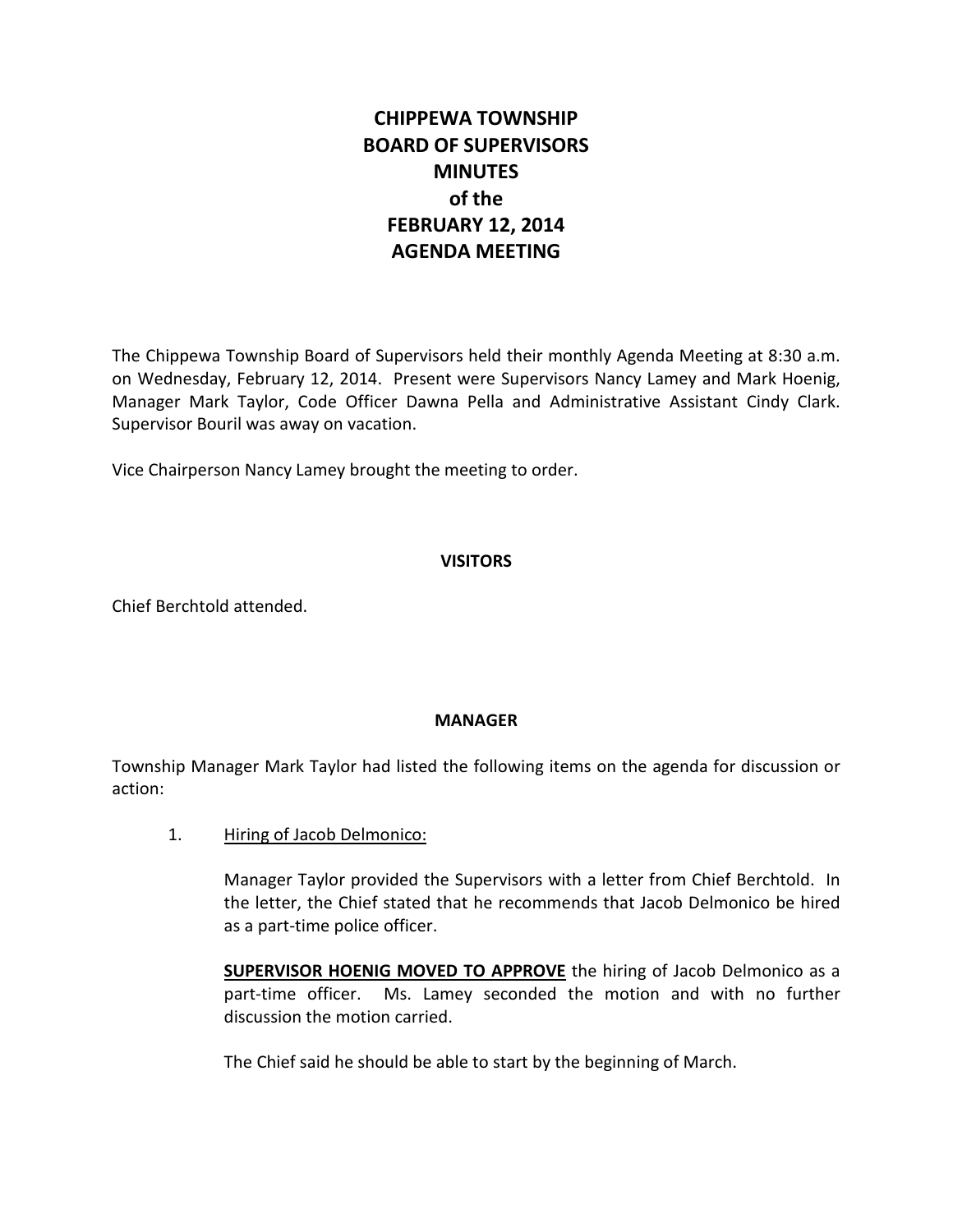# CHIPPEWA TOWNSHIP
# BOARD OF SUPERVISORS
# MINUTES
# of the
# FEBRUARY 12, 2014
# AGENDA MEETING

The Chippewa Township Board of Supervisors held their monthly Agenda Meeting at 8:30 a.m. on Wednesday, February 12, 2014. Present were Supervisors Nancy Lamey and Mark Hoenig, Manager Mark Taylor, Code Officer Dawna Pella and Administrative Assistant Cindy Clark. Supervisor Bouril was away on vacation.

Vice Chairperson Nancy Lamey brought the meeting to order.

## VISITORS

Chief Berchtold attended.

## MANAGER

Township Manager Mark Taylor had listed the following items on the agenda for discussion or action:

1. Hiring of Jacob Delmonico:

   Manager Taylor provided the Supervisors with a letter from Chief Berchtold. In the letter, the Chief stated that he recommends that Jacob Delmonico be hired as a part-time police officer.

   **SUPERVISOR HOENIG MOVED TO APPROVE** the hiring of Jacob Delmonico as a part-time officer. Ms. Lamey seconded the motion and with no further discussion the motion carried.

   The Chief said he should be able to start by the beginning of March.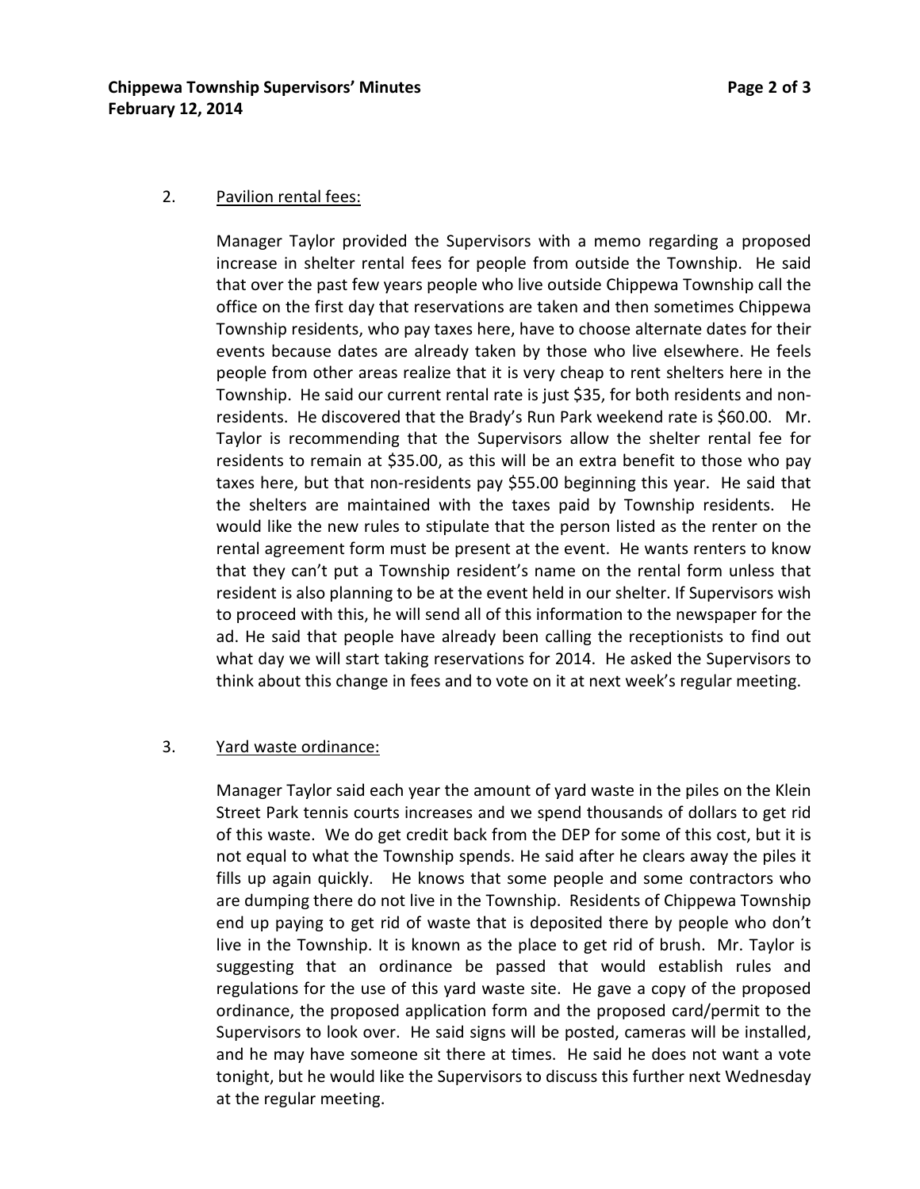2. Pavilion rental fees:

   Manager Taylor provided the Supervisors with a memo regarding a proposed increase in shelter rental fees for people from outside the Township. He said that over the past few years people who live outside Chippewa Township call the office on the first day that reservations are taken and then sometimes Chippewa Township residents, who pay taxes here, have to choose alternate dates for their events because dates are already taken by those who live elsewhere. He feels people from other areas realize that it is very cheap to rent shelters here in the Township. He said our current rental rate is just $35, for both residents and non-residents. He discovered that the Brady's Run Park weekend rate is $60.00. Mr. Taylor is recommending that the Supervisors allow the shelter rental fee for residents to remain at $35.00, as this will be an extra benefit to those who pay taxes here, but that non-residents pay $55.00 beginning this year. He said that the shelters are maintained with the taxes paid by Township residents. He would like the new rules to stipulate that the person listed as the renter on the rental agreement form must be present at the event. He wants renters to know that they can't put a Township resident's name on the rental form unless that resident is also planning to be at the event held in our shelter. If Supervisors wish to proceed with this, he will send all of this information to the newspaper for the ad. He said that people have already been calling the receptionists to find out what day we will start taking reservations for 2014. He asked the Supervisors to think about this change in fees and to vote on it at next week's regular meeting.

3. Yard waste ordinance:

   Manager Taylor said each year the amount of yard waste in the piles on the Klein Street Park tennis courts increases and we spend thousands of dollars to get rid of this waste. We do get credit back from the DEP for some of this cost, but it is not equal to what the Township spends. He said after he clears away the piles it fills up again quickly. He knows that some people and some contractors who are dumping there do not live in the Township. Residents of Chippewa Township end up paying to get rid of waste that is deposited there by people who don't live in the Township. It is known as the place to get rid of brush. Mr. Taylor is suggesting that an ordinance be passed that would establish rules and regulations for the use of this yard waste site. He gave a copy of the proposed ordinance, the proposed application form and the proposed card/permit to the Supervisors to look over. He said signs will be posted, cameras will be installed, and he may have someone sit there at times. He said he does not want a vote tonight, but he would like the Supervisors to discuss this further next Wednesday at the regular meeting.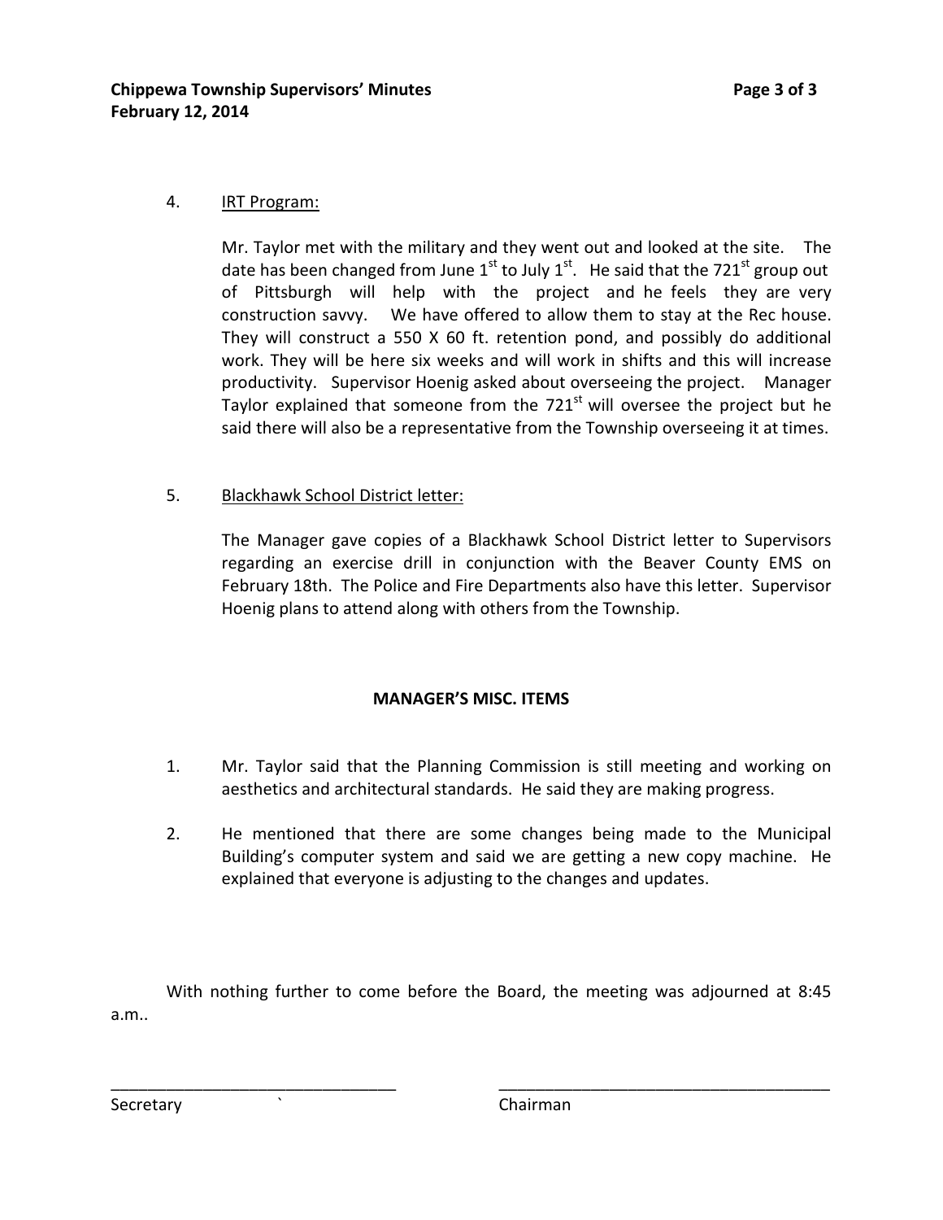4. <u>IRT Program:</u>

   Mr. Taylor met with the military and they went out and looked at the site. The date has been changed from June 1st to July 1st. He said that the 721st group out of Pittsburgh will help with the project and he feels they are very construction savvy. We have offered to allow them to stay at the Rec house. They will construct a 550 X 60 ft. retention pond, and possibly do additional work. They will be here six weeks and will work in shifts and this will increase productivity. Supervisor Hoenig asked about overseeing the project. Manager Taylor explained that someone from the 721st will oversee the project but he said there will also be a representative from the Township overseeing it at times.

5. <u>Blackhawk School District letter:</u>

   The Manager gave copies of a Blackhawk School District letter to Supervisors regarding an exercise drill in conjunction with the Beaver County EMS on February 18th. The Police and Fire Departments also have this letter. Supervisor Hoenig plans to attend along with others from the Township.

**MANAGER'S MISC. ITEMS**

1. Mr. Taylor said that the Planning Commission is still meeting and working on aesthetics and architectural standards. He said they are making progress.

2. He mentioned that there are some changes being made to the Municipal Building's computer system and said we are getting a new copy machine. He explained that everyone is adjusting to the changes and updates.

With nothing further to come before the Board, the meeting was adjourned at 8:45 a.m..

_______________________________ `

Secretary

_______________________________

Chairman